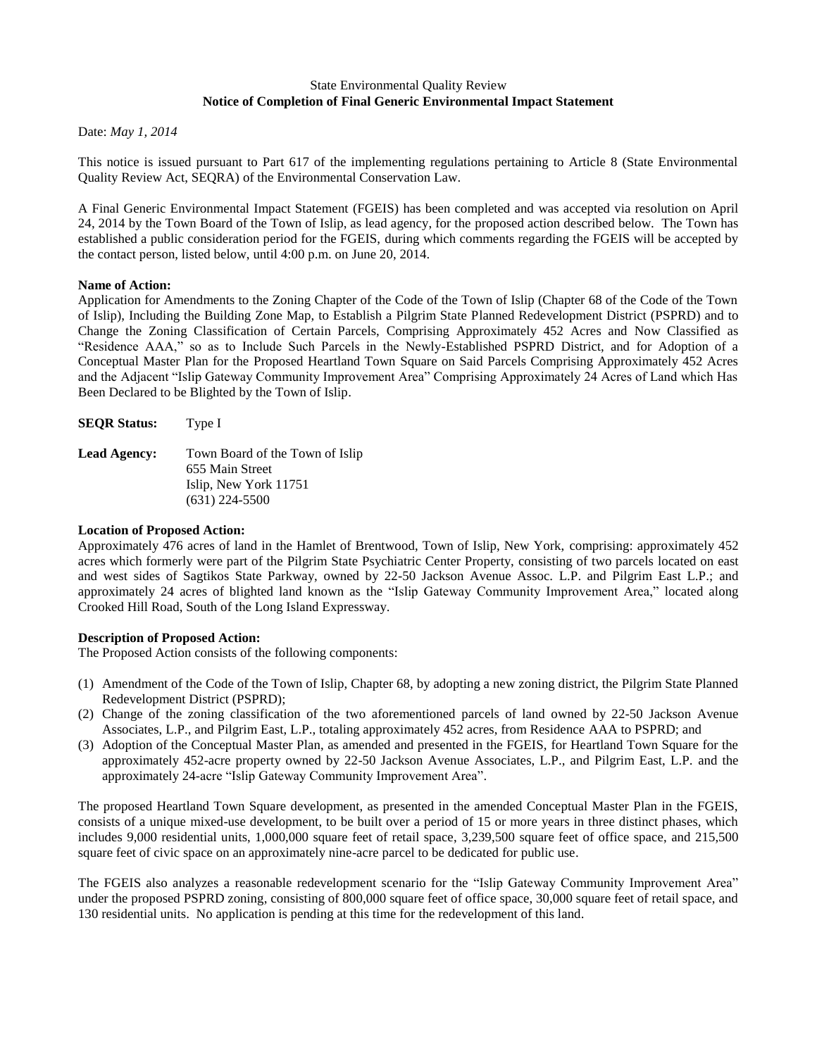State Environmental Quality Review

**Notice of Completion of Final Generic Environmental Impact Statement**

Date: *May 1, 2014*

This notice is issued pursuant to Part 617 of the implementing regulations pertaining to Article 8 (State Environmental Quality Review Act, SEQRA) of the Environmental Conservation Law.

A Final Generic Environmental Impact Statement (FGEIS) has been completed and was accepted via resolution on April 24, 2014 by the Town Board of the Town of Islip, as lead agency, for the proposed action described below. The Town has established a public consideration period for the FGEIS, during which comments regarding the FGEIS will be accepted by the contact person, listed below, until 4:00 p.m. on June 20, 2014.

**Name of Action:**
Application for Amendments to the Zoning Chapter of the Code of the Town of Islip (Chapter 68 of the Code of the Town of Islip), Including the Building Zone Map, to Establish a Pilgrim State Planned Redevelopment District (PSPRD) and to Change the Zoning Classification of Certain Parcels, Comprising Approximately 452 Acres and Now Classified as "Residence AAA," so as to Include Such Parcels in the Newly-Established PSPRD District, and for Adoption of a Conceptual Master Plan for the Proposed Heartland Town Square on Said Parcels Comprising Approximately 452 Acres and the Adjacent "Islip Gateway Community Improvement Area" Comprising Approximately 24 Acres of Land which Has Been Declared to be Blighted by the Town of Islip.

**SEQR Status:** Type I

**Lead Agency:** Town Board of the Town of Islip
655 Main Street
Islip, New York 11751
(631) 224-5500

**Location of Proposed Action:**
Approximately 476 acres of land in the Hamlet of Brentwood, Town of Islip, New York, comprising: approximately 452 acres which formerly were part of the Pilgrim State Psychiatric Center Property, consisting of two parcels located on east and west sides of Sagtikos State Parkway, owned by 22-50 Jackson Avenue Assoc. L.P. and Pilgrim East L.P.; and approximately 24 acres of blighted land known as the "Islip Gateway Community Improvement Area," located along Crooked Hill Road, South of the Long Island Expressway.

**Description of Proposed Action:**
The Proposed Action consists of the following components:

(1) Amendment of the Code of the Town of Islip, Chapter 68, by adopting a new zoning district, the Pilgrim State Planned Redevelopment District (PSPRD);
(2) Change of the zoning classification of the two aforementioned parcels of land owned by 22-50 Jackson Avenue Associates, L.P., and Pilgrim East, L.P., totaling approximately 452 acres, from Residence AAA to PSPRD; and
(3) Adoption of the Conceptual Master Plan, as amended and presented in the FGEIS, for Heartland Town Square for the approximately 452-acre property owned by 22-50 Jackson Avenue Associates, L.P., and Pilgrim East, L.P. and the approximately 24-acre "Islip Gateway Community Improvement Area".

The proposed Heartland Town Square development, as presented in the amended Conceptual Master Plan in the FGEIS, consists of a unique mixed-use development, to be built over a period of 15 or more years in three distinct phases, which includes 9,000 residential units, 1,000,000 square feet of retail space, 3,239,500 square feet of office space, and 215,500 square feet of civic space on an approximately nine-acre parcel to be dedicated for public use.

The FGEIS also analyzes a reasonable redevelopment scenario for the "Islip Gateway Community Improvement Area" under the proposed PSPRD zoning, consisting of 800,000 square feet of office space, 30,000 square feet of retail space, and 130 residential units. No application is pending at this time for the redevelopment of this land.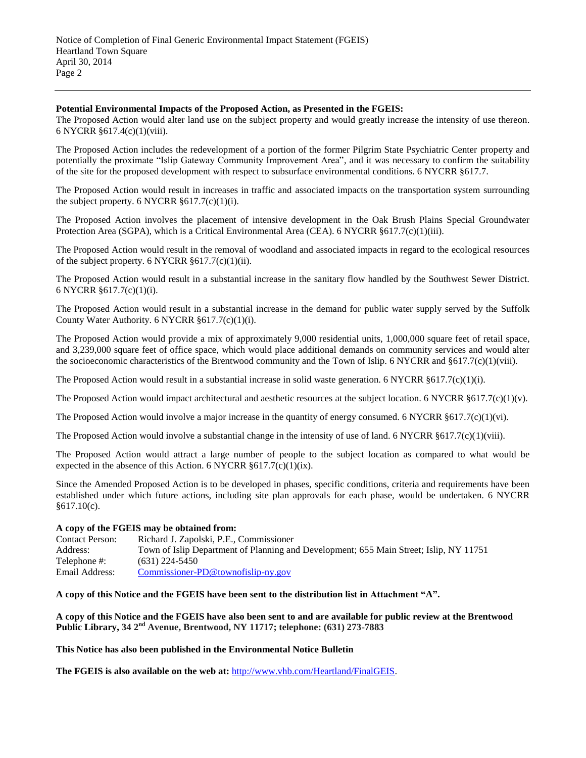**Potential Environmental Impacts of the Proposed Action, as Presented in the FGEIS:**

The Proposed Action would alter land use on the subject property and would greatly increase the intensity of use thereon. 6 NYCRR §617.4(c)(1)(viii).

The Proposed Action includes the redevelopment of a portion of the former Pilgrim State Psychiatric Center property and potentially the proximate "Islip Gateway Community Improvement Area", and it was necessary to confirm the suitability of the site for the proposed development with respect to subsurface environmental conditions. 6 NYCRR §617.7.

The Proposed Action would result in increases in traffic and associated impacts on the transportation system surrounding the subject property. 6 NYCRR §617.7(c)(1)(i).

The Proposed Action involves the placement of intensive development in the Oak Brush Plains Special Groundwater Protection Area (SGPA), which is a Critical Environmental Area (CEA). 6 NYCRR §617.7(c)(1)(iii).

The Proposed Action would result in the removal of woodland and associated impacts in regard to the ecological resources of the subject property. 6 NYCRR §617.7(c)(1)(ii).

The Proposed Action would result in a substantial increase in the sanitary flow handled by the Southwest Sewer District. 6 NYCRR §617.7(c)(1)(i).

The Proposed Action would result in a substantial increase in the demand for public water supply served by the Suffolk County Water Authority. 6 NYCRR §617.7(c)(1)(i).

The Proposed Action would provide a mix of approximately 9,000 residential units, 1,000,000 square feet of retail space, and 3,239,000 square feet of office space, which would place additional demands on community services and would alter the socioeconomic characteristics of the Brentwood community and the Town of Islip. 6 NYCRR and §617.7(c)(1)(viii).

The Proposed Action would result in a substantial increase in solid waste generation. 6 NYCRR §617.7(c)(1)(i).

The Proposed Action would impact architectural and aesthetic resources at the subject location. 6 NYCRR §617.7(c)(1)(v).

The Proposed Action would involve a major increase in the quantity of energy consumed. 6 NYCRR §617.7(c)(1)(vi).

The Proposed Action would involve a substantial change in the intensity of use of land. 6 NYCRR §617.7(c)(1)(viii).

The Proposed Action would attract a large number of people to the subject location as compared to what would be expected in the absence of this Action. 6 NYCRR §617.7(c)(1)(ix).

Since the Amended Proposed Action is to be developed in phases, specific conditions, criteria and requirements have been established under which future actions, including site plan approvals for each phase, would be undertaken. 6 NYCRR §617.10(c).

**A copy of the FGEIS may be obtained from:**

| | |
|---|---|
| Contact Person: | Richard J. Zapolski, P.E., Commissioner |
| Address: | Town of Islip Department of Planning and Development; 655 Main Street; Islip, NY 11751 |
| Telephone #: | (631) 224-5450 |
| Email Address: | Commissioner-PD@townofislip-ny.gov |

**A copy of this Notice and the FGEIS have been sent to the distribution list in Attachment "A".**

**A copy of this Notice and the FGEIS have also been sent to and are available for public review at the Brentwood Public Library, 34 2nd Avenue, Brentwood, NY 11717; telephone: (631) 273-7883**

**This Notice has also been published in the Environmental Notice Bulletin**

**The FGEIS is also available on the web at:** http://www.vhb.com/Heartland/FinalGEIS.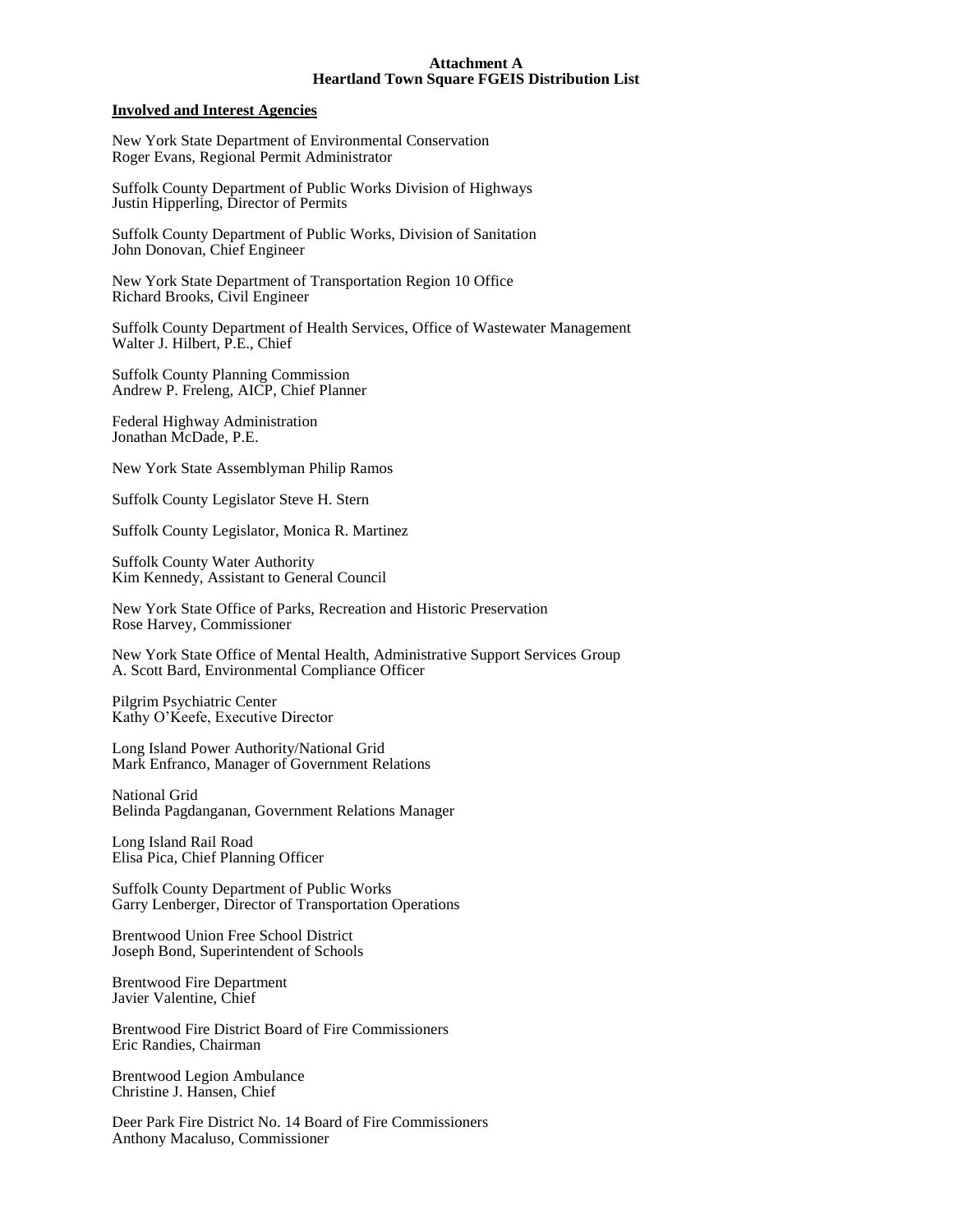**Attachment A**
**Heartland Town Square FGEIS Distribution List**

**Involved and Interest Agencies**

New York State Department of Environmental Conservation
Roger Evans, Regional Permit Administrator

Suffolk County Department of Public Works Division of Highways
Justin Hipperling, Director of Permits

Suffolk County Department of Public Works, Division of Sanitation
John Donovan, Chief Engineer

New York State Department of Transportation Region 10 Office
Richard Brooks, Civil Engineer

Suffolk County Department of Health Services, Office of Wastewater Management
Walter J. Hilbert, P.E., Chief

Suffolk County Planning Commission
Andrew P. Freleng, AICP, Chief Planner

Federal Highway Administration
Jonathan McDade, P.E.

New York State Assemblyman Philip Ramos

Suffolk County Legislator Steve H. Stern

Suffolk County Legislator, Monica R. Martinez

Suffolk County Water Authority
Kim Kennedy, Assistant to General Council

New York State Office of Parks, Recreation and Historic Preservation
Rose Harvey, Commissioner

New York State Office of Mental Health, Administrative Support Services Group
A. Scott Bard, Environmental Compliance Officer

Pilgrim Psychiatric Center
Kathy O'Keefe, Executive Director

Long Island Power Authority/National Grid
Mark Enfranco, Manager of Government Relations

National Grid
Belinda Pagdanganan, Government Relations Manager

Long Island Rail Road
Elisa Pica, Chief Planning Officer

Suffolk County Department of Public Works
Garry Lenberger, Director of Transportation Operations

Brentwood Union Free School District
Joseph Bond, Superintendent of Schools

Brentwood Fire Department
Javier Valentine, Chief

Brentwood Fire District Board of Fire Commissioners
Eric Randies, Chairman

Brentwood Legion Ambulance
Christine J. Hansen, Chief

Deer Park Fire District No. 14 Board of Fire Commissioners
Anthony Macaluso, Commissioner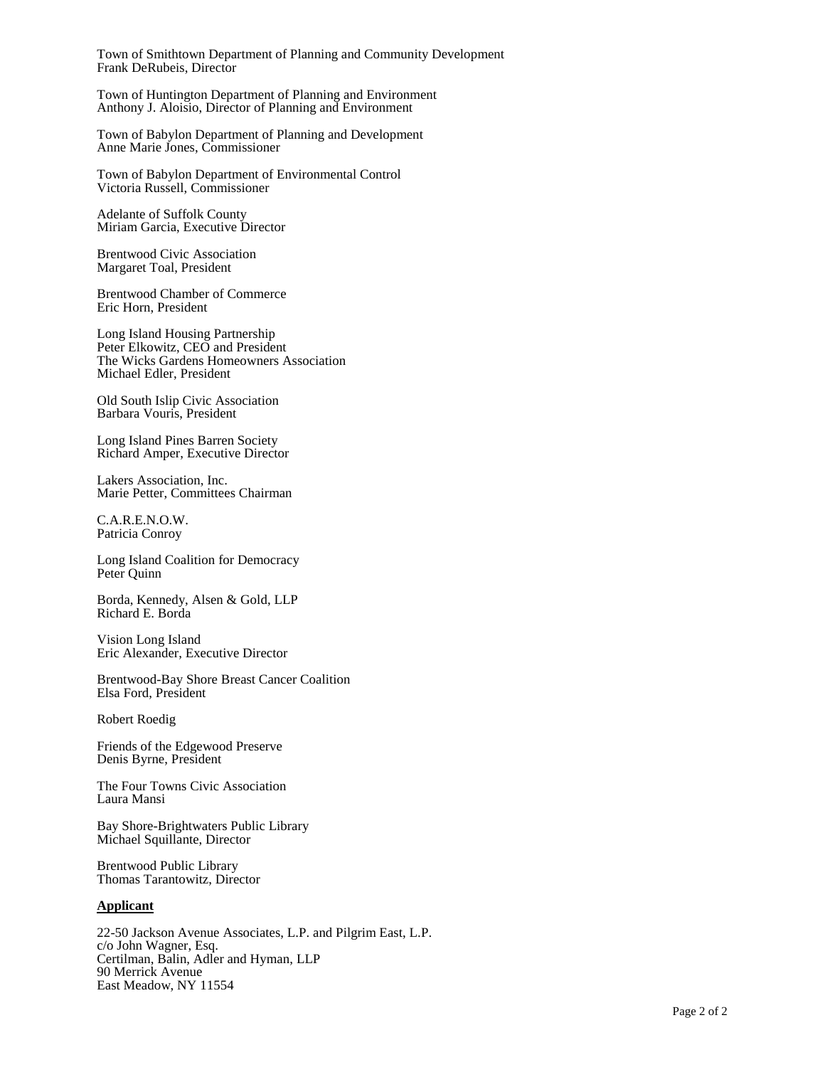Town of Smithtown Department of Planning and Community Development
Frank DeRubeis, Director

Town of Huntington Department of Planning and Environment
Anthony J. Aloisio, Director of Planning and Environment

Town of Babylon Department of Planning and Development
Anne Marie Jones, Commissioner

Town of Babylon Department of Environmental Control
Victoria Russell, Commissioner

Adelante of Suffolk County
Miriam Garcia, Executive Director

Brentwood Civic Association
Margaret Toal, President

Brentwood Chamber of Commerce
Eric Horn, President

Long Island Housing Partnership
Peter Elkowitz, CEO and President
The Wicks Gardens Homeowners Association
Michael Edler, President

Old South Islip Civic Association
Barbara Vouris, President

Long Island Pines Barren Society
Richard Amper, Executive Director

Lakers Association, Inc.
Marie Petter, Committees Chairman

C.A.R.E.N.O.W.
Patricia Conroy

Long Island Coalition for Democracy
Peter Quinn

Borda, Kennedy, Alsen & Gold, LLP
Richard E. Borda

Vision Long Island
Eric Alexander, Executive Director

Brentwood-Bay Shore Breast Cancer Coalition
Elsa Ford, President

Robert Roedig

Friends of the Edgewood Preserve
Denis Byrne, President

The Four Towns Civic Association
Laura Mansi

Bay Shore-Brightwaters Public Library
Michael Squillante, Director

Brentwood Public Library
Thomas Tarantowitz, Director

**Applicant**

22-50 Jackson Avenue Associates, L.P. and Pilgrim East, L.P.
c/o John Wagner, Esq.
Certilman, Balin, Adler and Hyman, LLP
90 Merrick Avenue
East Meadow, NY 11554